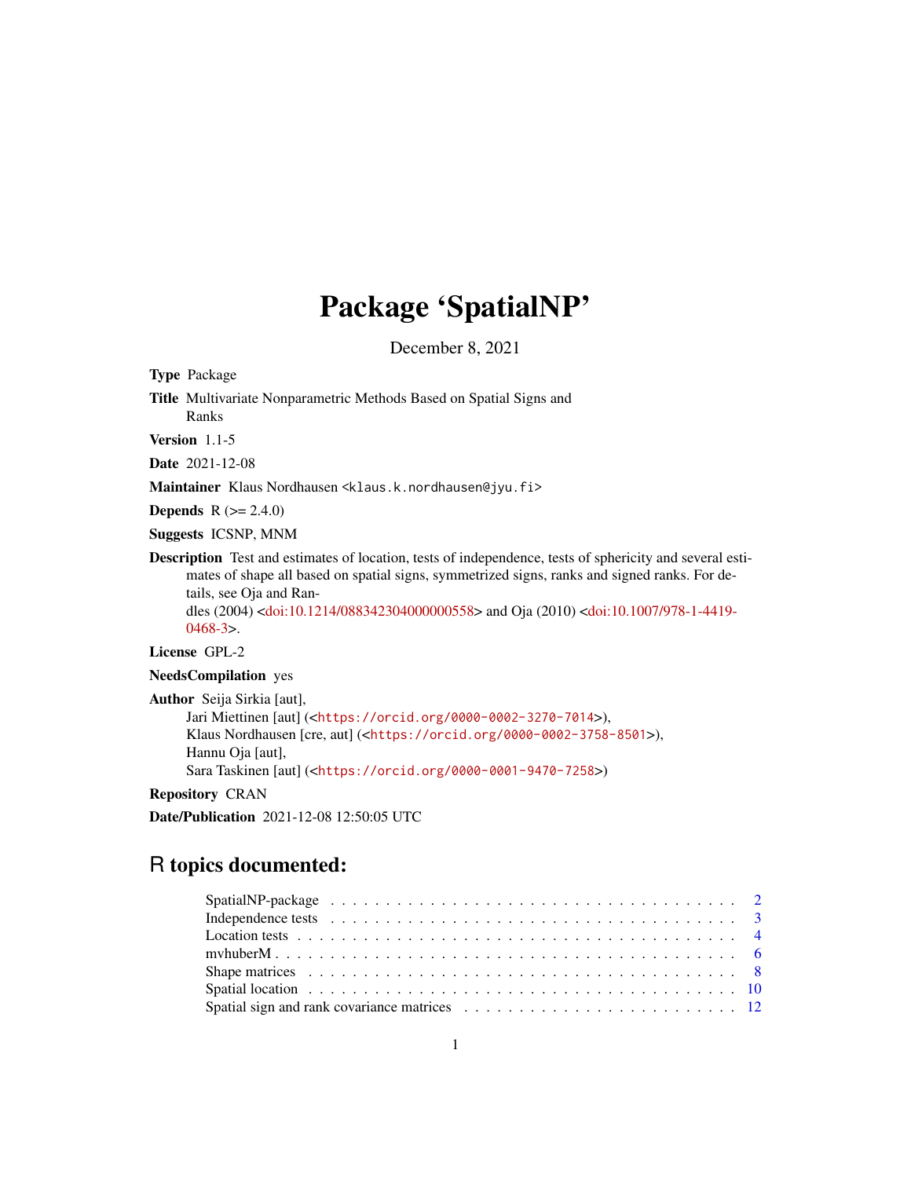# Package 'SpatialNP'

December 8, 2021

**Type** Package

**Title** Multivariate Nonparametric Methods Based on Spatial Signs and Ranks

**Version** 1.1-5

**Date** 2021-12-08

**Maintainer** Klaus Nordhausen <klaus.k.nordhausen@jyu.fi>

**Depends** R (>= 2.4.0)

**Suggests** ICSNP, MNM

**Description** Test and estimates of location, tests of independence, tests of sphericity and several estimates of shape all based on spatial signs, symmetrized signs, ranks and signed ranks. For details, see Oja and Randles (2004) <doi:10.1214/088342304000000558> and Oja (2010) <doi:10.1007/978-1-4419-0468-3>.

**License** GPL-2

**NeedsCompilation** yes

**Author** Seija Sirkia [aut],
Jari Miettinen [aut] (<https://orcid.org/0000-0002-3270-7014>),
Klaus Nordhausen [cre, aut] (<https://orcid.org/0000-0002-3758-8501>),
Hannu Oja [aut],
Sara Taskinen [aut] (<https://orcid.org/0000-0001-9470-7258>)

**Repository** CRAN

**Date/Publication** 2021-12-08 12:50:05 UTC

## R topics documented:

SpatialNP-package . . . . . . . . . . 2
Independence tests . . . . . . . . . . 3
Location tests . . . . . . . . . . 4
mvhuberM . . . . . . . . . . 6
Shape matrices . . . . . . . . . . 8
Spatial location . . . . . . . . . . 10
Spatial sign and rank covariance matrices . . . . . . . . . . 12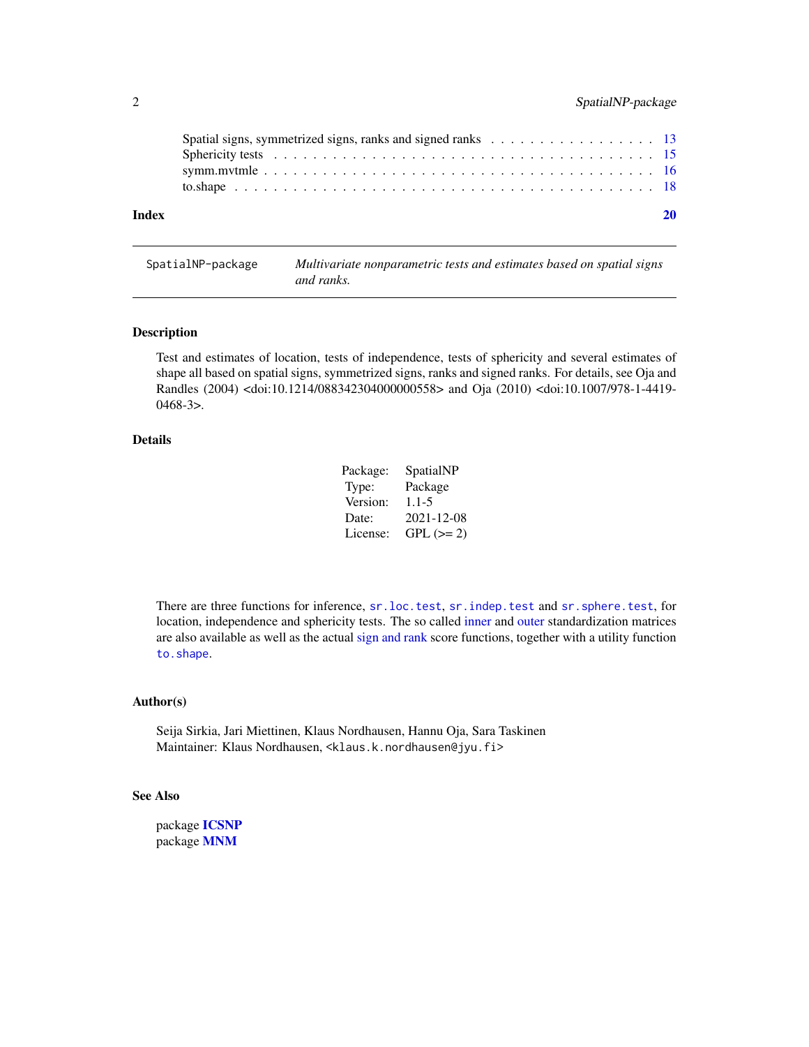Spatial signs, symmetrized signs, ranks and signed ranks . . . . . . . . . . . . . . . . . 13
Sphericity tests . . . . . . . . . . . . . . . . . . . . . . . . . . . . . . . . . . . . . . 15
symm.mvtmle . . . . . . . . . . . . . . . . . . . . . . . . . . . . . . . . . . . . . . . 16
to.shape . . . . . . . . . . . . . . . . . . . . . . . . . . . . . . . . . . . . . . . . . 18

**Index** **20**

---

SpatialNP-package — *Multivariate nonparametric tests and estimates based on spatial signs and ranks.*

---

## Description

Test and estimates of location, tests of independence, tests of sphericity and several estimates of shape all based on spatial signs, symmetrized signs, ranks and signed ranks. For details, see Oja and Randles (2004) <doi:10.1214/088342304000000558> and Oja (2010) <doi:10.1007/978-1-4419-0468-3>.

## Details

| | |
|---|---|
| Package: | SpatialNP |
| Type: | Package |
| Version: | 1.1-5 |
| Date: | 2021-12-08 |
| License: | GPL (>= 2) |

There are three functions for inference, `sr.loc.test`, `sr.indep.test` and `sr.sphere.test`, for location, independence and sphericity tests. The so called inner and outer standardization matrices are also available as well as the actual sign and rank score functions, together with a utility function `to.shape`.

## Author(s)

Seija Sirkia, Jari Miettinen, Klaus Nordhausen, Hannu Oja, Sara Taskinen
Maintainer: Klaus Nordhausen, <klaus.k.nordhausen@jyu.fi>

## See Also

package **ICSNP**
package **MNM**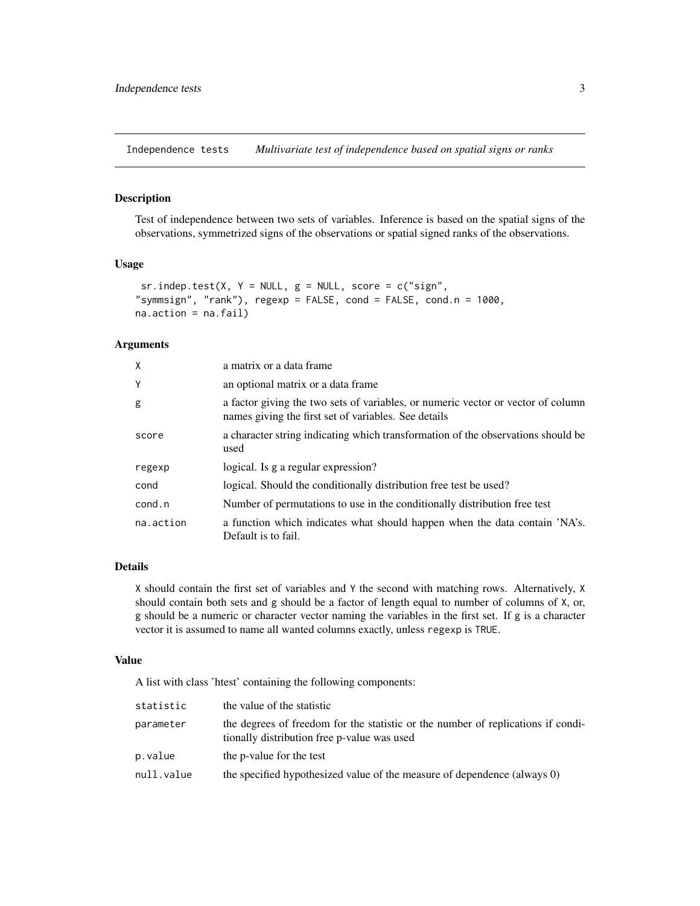Independence tests *Multivariate test of independence based on spatial signs or ranks*

## Description

Test of independence between two sets of variables. Inference is based on the spatial signs of the observations, symmetrized signs of the observations or spatial signed ranks of the observations.

## Usage

```
sr.indep.test(X, Y = NULL, g = NULL, score = c("sign",
"symmsign", "rank"), regexp = FALSE, cond = FALSE, cond.n = 1000,
na.action = na.fail)
```

## Arguments

| | |
|---|---|
| X | a matrix or a data frame |
| Y | an optional matrix or a data frame |
| g | a factor giving the two sets of variables, or numeric vector or vector of column names giving the first set of variables. See details |
| score | a character string indicating which transformation of the observations should be used |
| regexp | logical. Is g a regular expression? |
| cond | logical. Should the conditionally distribution free test be used? |
| cond.n | Number of permutations to use in the conditionally distribution free test |
| na.action | a function which indicates what should happen when the data contain 'NA's. Default is to fail. |

## Details

X should contain the first set of variables and Y the second with matching rows. Alternatively, X should contain both sets and g should be a factor of length equal to number of columns of X, or, g should be a numeric or character vector naming the variables in the first set. If g is a character vector it is assumed to name all wanted columns exactly, unless regexp is TRUE.

## Value

A list with class 'htest' containing the following components:

| | |
|---|---|
| statistic | the value of the statistic |
| parameter | the degrees of freedom for the statistic or the number of replications if conditionally distribution free p-value was used |
| p.value | the p-value for the test |
| null.value | the specified hypothesized value of the measure of dependence (always 0) |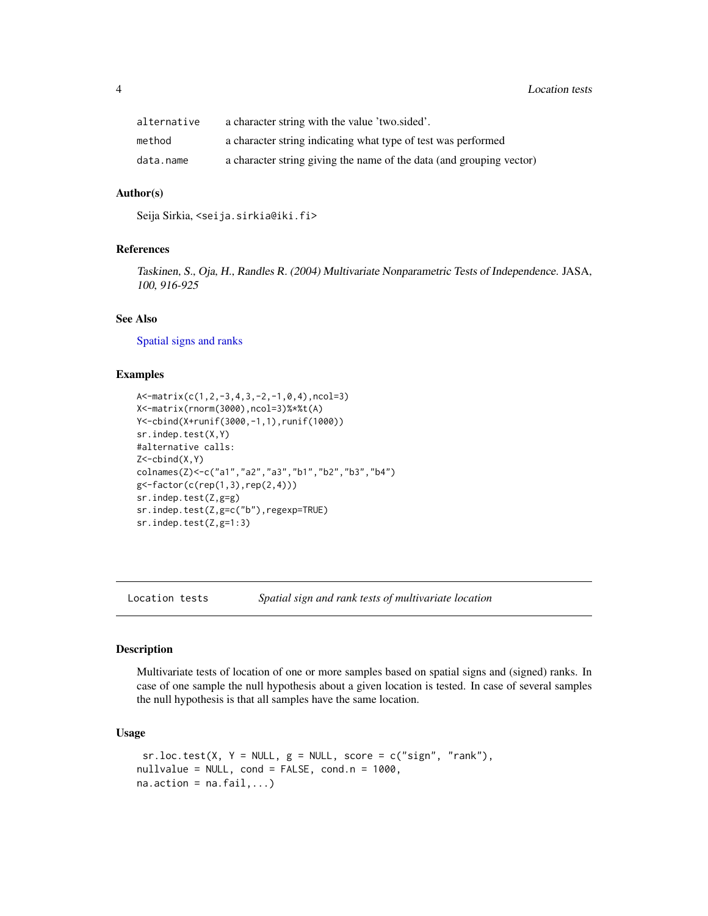| | |
|---|---|
| alternative | a character string with the value 'two.sided'. |
| method | a character string indicating what type of test was performed |
| data.name | a character string giving the name of the data (and grouping vector) |

### Author(s)

Seija Sirkia, <seija.sirkia@iki.fi>

### References

*Taskinen, S., Oja, H., Randles R. (2004) Multivariate Nonparametric Tests of Independence.* JASA, *100, 916-925*

### See Also

Spatial signs and ranks

### Examples

```
A<-matrix(c(1,2,-3,4,3,-2,-1,0,4),ncol=3)
X<-matrix(rnorm(3000),ncol=3)%*%t(A)
Y<-cbind(X+runif(3000,-1,1),runif(1000))
sr.indep.test(X,Y)
#alternative calls:
Z<-cbind(X,Y)
colnames(Z)<-c("a1","a2","a3","b1","b2","b3","b4")
g<-factor(c(rep(1,3),rep(2,4)))
sr.indep.test(Z,g=g)
sr.indep.test(Z,g=c("b"),regexp=TRUE)
sr.indep.test(Z,g=1:3)
```

---

## Location tests — *Spatial sign and rank tests of multivariate location*

---

### Description

Multivariate tests of location of one or more samples based on spatial signs and (signed) ranks. In case of one sample the null hypothesis about a given location is tested. In case of several samples the null hypothesis is that all samples have the same location.

### Usage

```
 sr.loc.test(X, Y = NULL, g = NULL, score = c("sign", "rank"),
nullvalue = NULL, cond = FALSE, cond.n = 1000,
na.action = na.fail,...)
```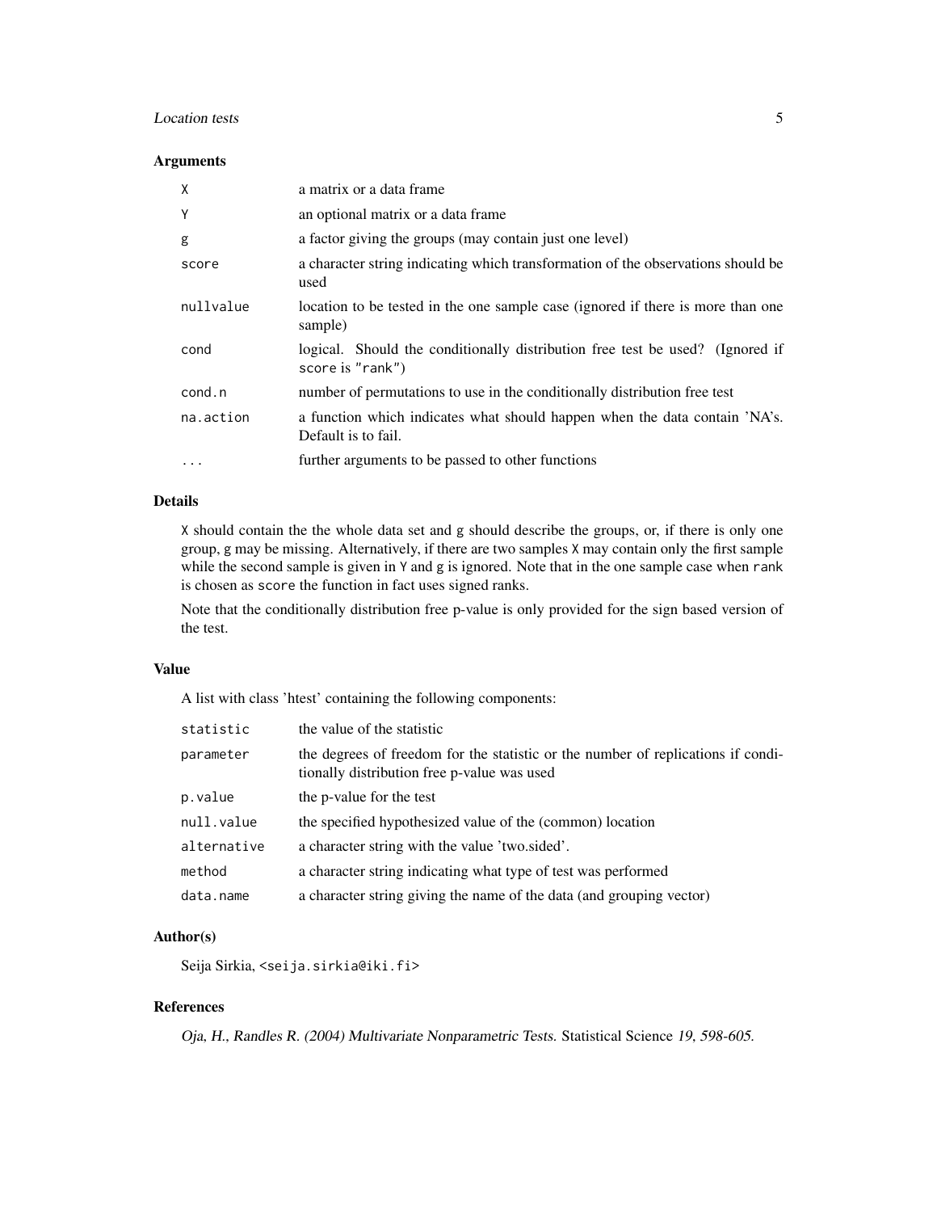### Arguments

| | |
|---|---|
| `X` | a matrix or a data frame |
| `Y` | an optional matrix or a data frame |
| `g` | a factor giving the groups (may contain just one level) |
| `score` | a character string indicating which transformation of the observations should be used |
| `nullvalue` | location to be tested in the one sample case (ignored if there is more than one sample) |
| `cond` | logical. Should the conditionally distribution free test be used? (Ignored if `score` is `"rank"`) |
| `cond.n` | number of permutations to use in the conditionally distribution free test |
| `na.action` | a function which indicates what should happen when the data contain 'NA's. Default is to fail. |
| `...` | further arguments to be passed to other functions |

### Details

`X` should contain the the whole data set and `g` should describe the groups, or, if there is only one group, `g` may be missing. Alternatively, if there are two samples `X` may contain only the first sample while the second sample is given in `Y` and `g` is ignored. Note that in the one sample case when `rank` is chosen as `score` the function in fact uses signed ranks.

Note that the conditionally distribution free p-value is only provided for the sign based version of the test.

### Value

A list with class 'htest' containing the following components:

| | |
|---|---|
| `statistic` | the value of the statistic |
| `parameter` | the degrees of freedom for the statistic or the number of replications if conditionally distribution free p-value was used |
| `p.value` | the p-value for the test |
| `null.value` | the specified hypothesized value of the (common) location |
| `alternative` | a character string with the value 'two.sided'. |
| `method` | a character string indicating what type of test was performed |
| `data.name` | a character string giving the name of the data (and grouping vector) |

### Author(s)

Seija Sirkia, `<seija.sirkia@iki.fi>`

### References

*Oja, H., Randles R. (2004) Multivariate Nonparametric Tests.* Statistical Science *19, 598-605.*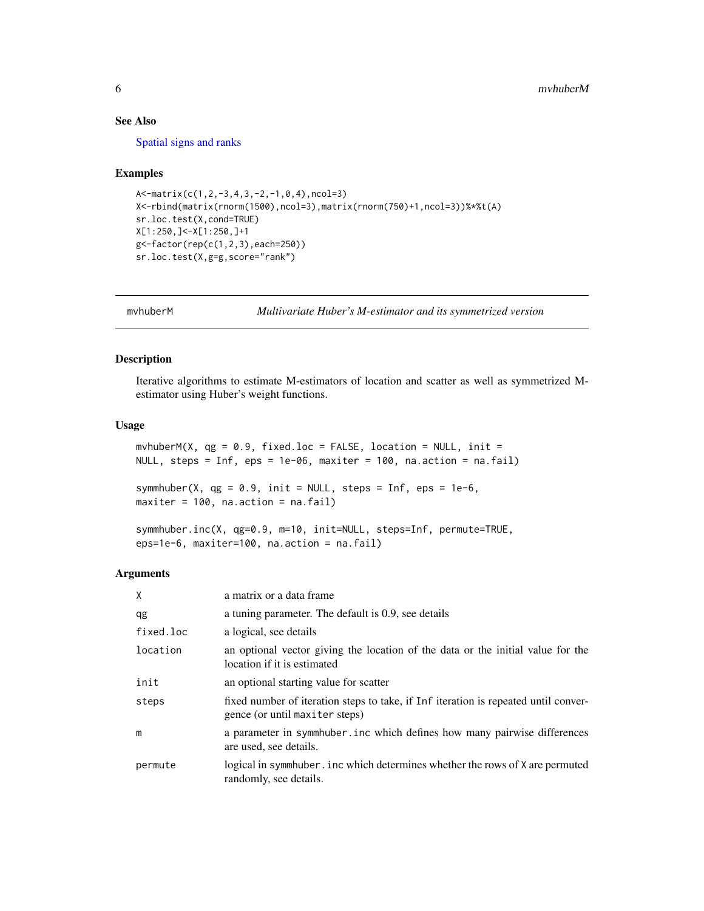### See Also

Spatial signs and ranks

### Examples

```
A<-matrix(c(1,2,-3,4,3,-2,-1,0,4),ncol=3)
X<-rbind(matrix(rnorm(1500),ncol=3),matrix(rnorm(750)+1,ncol=3))%*%t(A)
sr.loc.test(X,cond=TRUE)
X[1:250,]<-X[1:250,]+1
g<-factor(rep(c(1,2,3),each=250))
sr.loc.test(X,g=g,score="rank")
```

---

## mvhuberM — *Multivariate Huber's M-estimator and its symmetrized version*

---

### Description

Iterative algorithms to estimate M-estimators of location and scatter as well as symmetrized M-estimator using Huber's weight functions.

### Usage

```
mvhuberM(X, qg = 0.9, fixed.loc = FALSE, location = NULL, init =
NULL, steps = Inf, eps = 1e-06, maxiter = 100, na.action = na.fail)

symmhuber(X, qg = 0.9, init = NULL, steps = Inf, eps = 1e-6,
maxiter = 100, na.action = na.fail)

symmhuber.inc(X, qg=0.9, m=10, init=NULL, steps=Inf, permute=TRUE,
eps=1e-6, maxiter=100, na.action = na.fail)
```

### Arguments

| | |
|---|---|
| X | a matrix or a data frame |
| qg | a tuning parameter. The default is 0.9, see details |
| fixed.loc | a logical, see details |
| location | an optional vector giving the location of the data or the initial value for the location if it is estimated |
| init | an optional starting value for scatter |
| steps | fixed number of iteration steps to take, if Inf iteration is repeated until convergence (or until maxiter steps) |
| m | a parameter in symmhuber.inc which defines how many pairwise differences are used, see details. |
| permute | logical in symmhuber.inc which determines whether the rows of X are permuted randomly, see details. |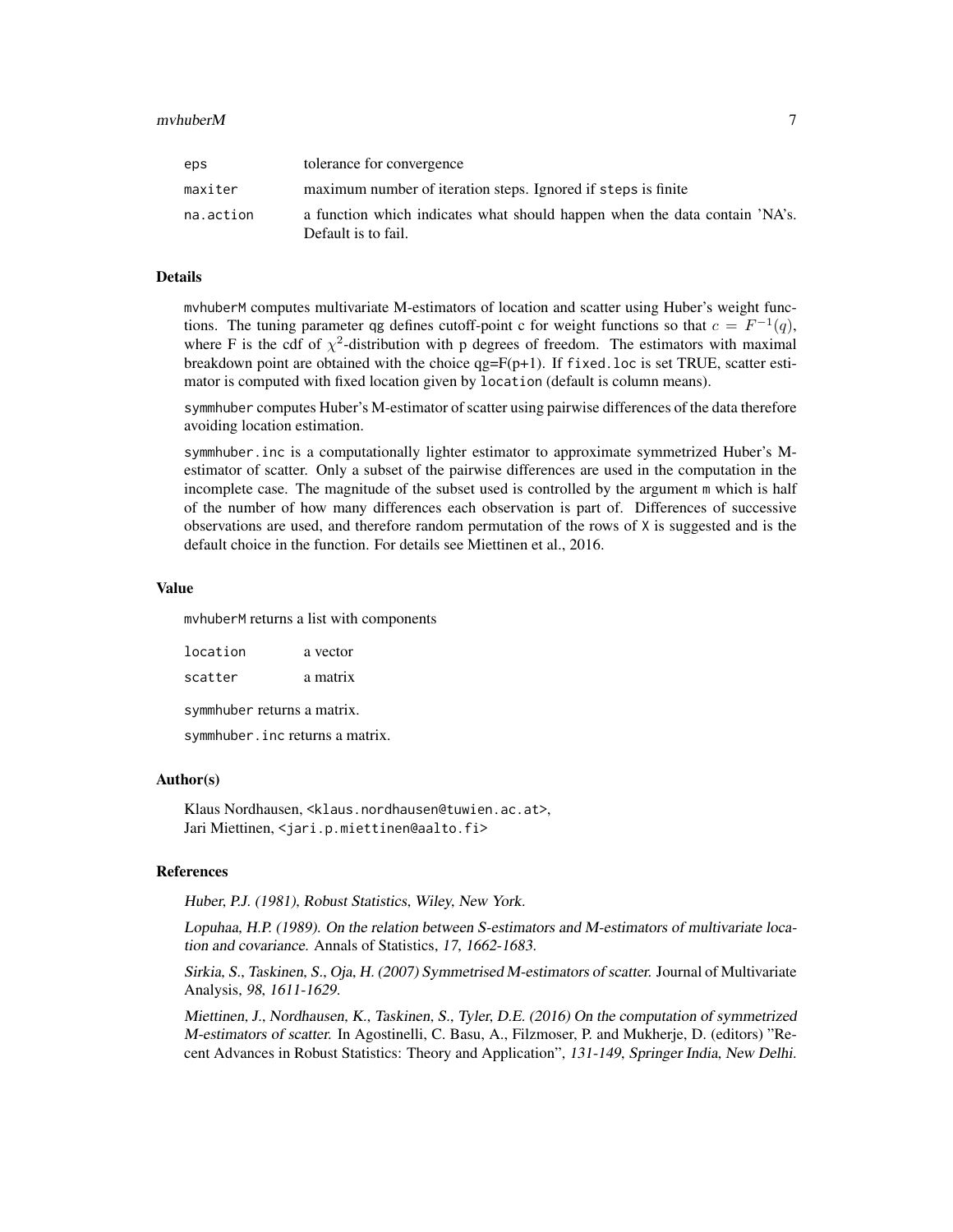| | |
|---|---|
| eps | tolerance for convergence |
| maxiter | maximum number of iteration steps. Ignored if steps is finite |
| na.action | a function which indicates what should happen when the data contain 'NA's. Default is to fail. |

### Details

mvhuberM computes multivariate M-estimators of location and scatter using Huber's weight functions. The tuning parameter qg defines cutoff-point c for weight functions so that $c = F^{-1}(q)$, where F is the cdf of $\chi^2$-distribution with p degrees of freedom. The estimators with maximal breakdown point are obtained with the choice qg=F(p+1). If fixed.loc is set TRUE, scatter estimator is computed with fixed location given by location (default is column means).

symmhuber computes Huber's M-estimator of scatter using pairwise differences of the data therefore avoiding location estimation.

symmhuber.inc is a computationally lighter estimator to approximate symmetrized Huber's M-estimator of scatter. Only a subset of the pairwise differences are used in the computation in the incomplete case. The magnitude of the subset used is controlled by the argument m which is half of the number of how many differences each observation is part of. Differences of successive observations are used, and therefore random permutation of the rows of X is suggested and is the default choice in the function. For details see Miettinen et al., 2016.

### Value

mvhuberM returns a list with components

| | |
|---|---|
| location | a vector |
| scatter | a matrix |

symmhuber returns a matrix.

symmhuber.inc returns a matrix.

### Author(s)

Klaus Nordhausen, <klaus.nordhausen@tuwien.ac.at>,
Jari Miettinen, <jari.p.miettinen@aalto.fi>

### References

Huber, P.J. (1981), *Robust Statistics*, Wiley, New York.

Lopuhaa, H.P. (1989). On the relation between S-estimators and M-estimators of multivariate location and covariance. *Annals of Statistics*, 17, 1662-1683.

Sirkia, S., Taskinen, S., Oja, H. (2007) Symmetrised M-estimators of scatter. *Journal of Multivariate Analysis*, 98, 1611-1629.

Miettinen, J., Nordhausen, K., Taskinen, S., Tyler, D.E. (2016) On the computation of symmetrized M-estimators of scatter. In Agostinelli, C. Basu, A., Filzmoser, P. and Mukherje, D. (editors) "Recent Advances in Robust Statistics: Theory and Application", 131-149, Springer India, New Delhi.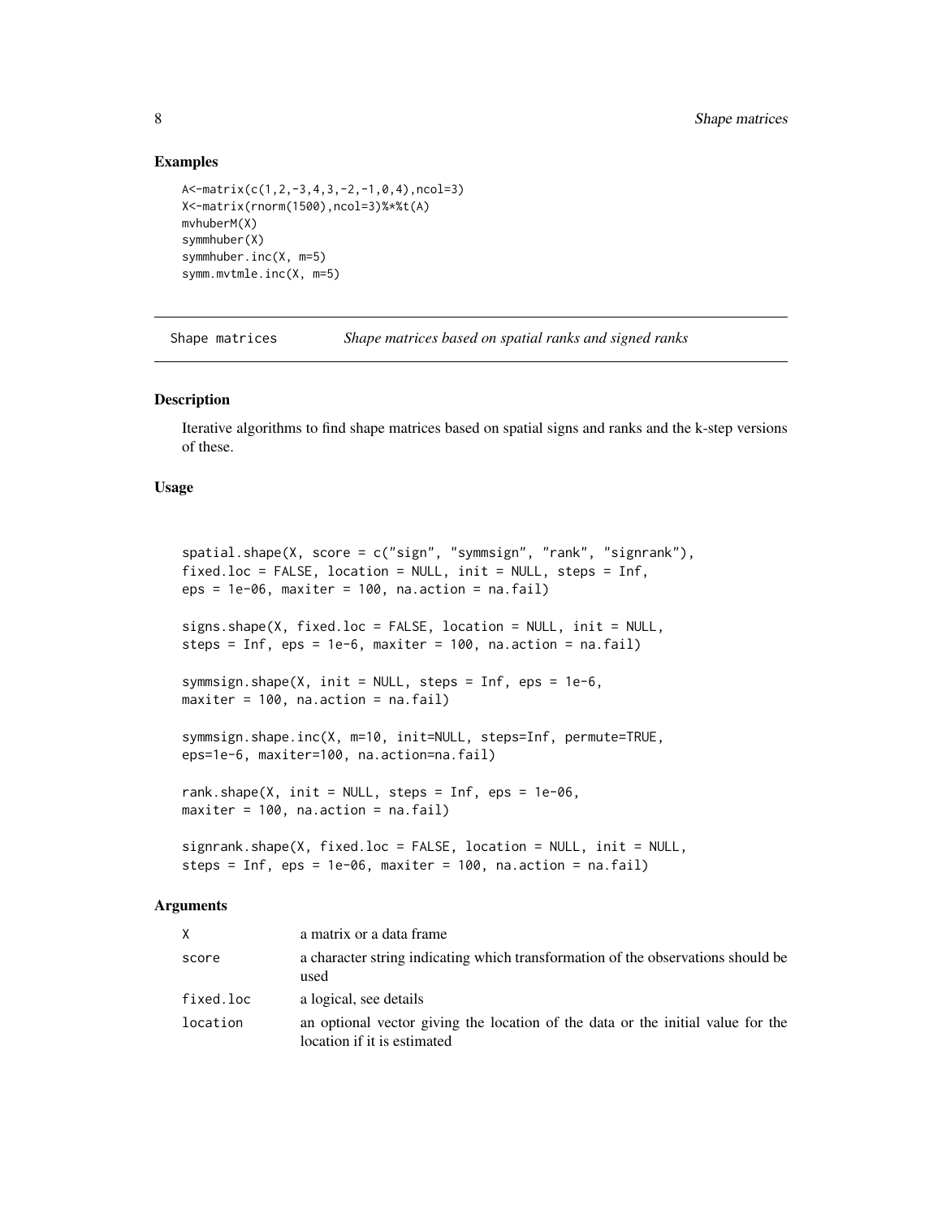### Examples

```
A<-matrix(c(1,2,-3,4,3,-2,-1,0,4),ncol=3)
X<-matrix(rnorm(1500),ncol=3)%*%t(A)
mvhuberM(X)
symmhuber(X)
symmhuber.inc(X, m=5)
symm.mvtmle.inc(X, m=5)
```

---

## Shape matrices — *Shape matrices based on spatial ranks and signed ranks*

---

### Description

Iterative algorithms to find shape matrices based on spatial signs and ranks and the k-step versions of these.

### Usage

```
spatial.shape(X, score = c("sign", "symmsign", "rank", "signrank"),
fixed.loc = FALSE, location = NULL, init = NULL, steps = Inf,
eps = 1e-06, maxiter = 100, na.action = na.fail)

signs.shape(X, fixed.loc = FALSE, location = NULL, init = NULL,
steps = Inf, eps = 1e-6, maxiter = 100, na.action = na.fail)

symmsign.shape(X, init = NULL, steps = Inf, eps = 1e-6,
maxiter = 100, na.action = na.fail)

symmsign.shape.inc(X, m=10, init=NULL, steps=Inf, permute=TRUE,
eps=1e-6, maxiter=100, na.action=na.fail)

rank.shape(X, init = NULL, steps = Inf, eps = 1e-06,
maxiter = 100, na.action = na.fail)

signrank.shape(X, fixed.loc = FALSE, location = NULL, init = NULL,
steps = Inf, eps = 1e-06, maxiter = 100, na.action = na.fail)
```

### Arguments

| | |
|---|---|
| `X` | a matrix or a data frame |
| `score` | a character string indicating which transformation of the observations should be used |
| `fixed.loc` | a logical, see details |
| `location` | an optional vector giving the location of the data or the initial value for the location if it is estimated |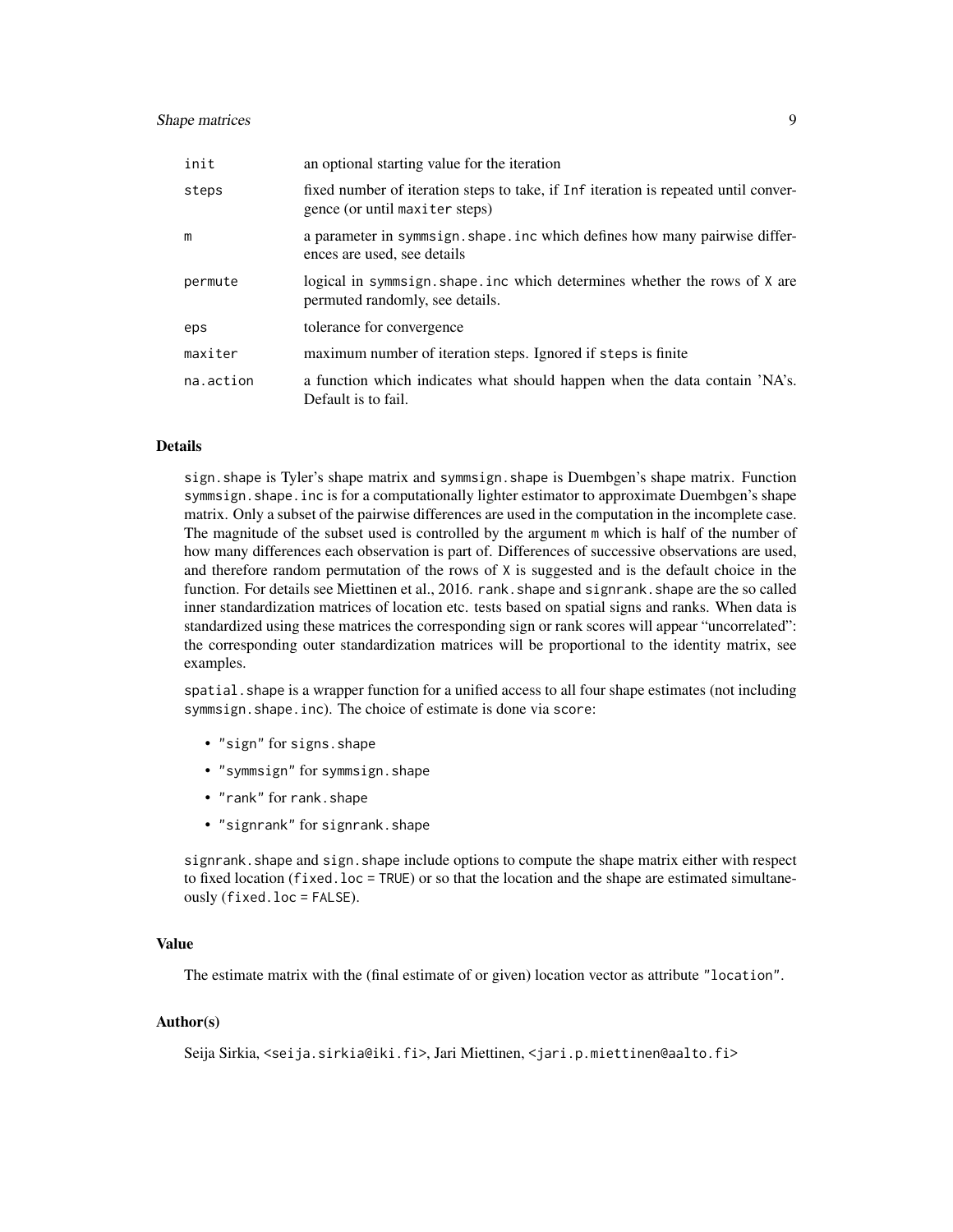| | |
|---|---|
| `init` | an optional starting value for the iteration |
| `steps` | fixed number of iteration steps to take, if `Inf` iteration is repeated until convergence (or until `maxiter` steps) |
| `m` | a parameter in `symmsign.shape.inc` which defines how many pairwise differences are used, see details |
| `permute` | logical in `symmsign.shape.inc` which determines whether the rows of `X` are permuted randomly, see details. |
| `eps` | tolerance for convergence |
| `maxiter` | maximum number of iteration steps. Ignored if `steps` is finite |
| `na.action` | a function which indicates what should happen when the data contain 'NA's. Default is to fail. |

### Details

`sign.shape` is Tyler's shape matrix and `symmsign.shape` is Duembgen's shape matrix. Function `symmsign.shape.inc` is for a computationally lighter estimator to approximate Duembgen's shape matrix. Only a subset of the pairwise differences are used in the computation in the incomplete case. The magnitude of the subset used is controlled by the argument `m` which is half of the number of how many differences each observation is part of. Differences of successive observations are used, and therefore random permutation of the rows of `X` is suggested and is the default choice in the function. For details see Miettinen et al., 2016. `rank.shape` and `signrank.shape` are the so called inner standardization matrices of location etc. tests based on spatial signs and ranks. When data is standardized using these matrices the corresponding sign or rank scores will appear "uncorrelated": the corresponding outer standardization matrices will be proportional to the identity matrix, see examples.

`spatial.shape` is a wrapper function for a unified access to all four shape estimates (not including `symmsign.shape.inc`). The choice of estimate is done via `score`:

- `"sign"` for `signs.shape`
- `"symmsign"` for `symmsign.shape`
- `"rank"` for `rank.shape`
- `"signrank"` for `signrank.shape`

`signrank.shape` and `sign.shape` include options to compute the shape matrix either with respect to fixed location (`fixed.loc = TRUE`) or so that the location and the shape are estimated simultaneously (`fixed.loc = FALSE`).

### Value

The estimate matrix with the (final estimate of or given) location vector as attribute `"location"`.

### Author(s)

Seija Sirkia, <seija.sirkia@iki.fi>, Jari Miettinen, <jari.p.miettinen@aalto.fi>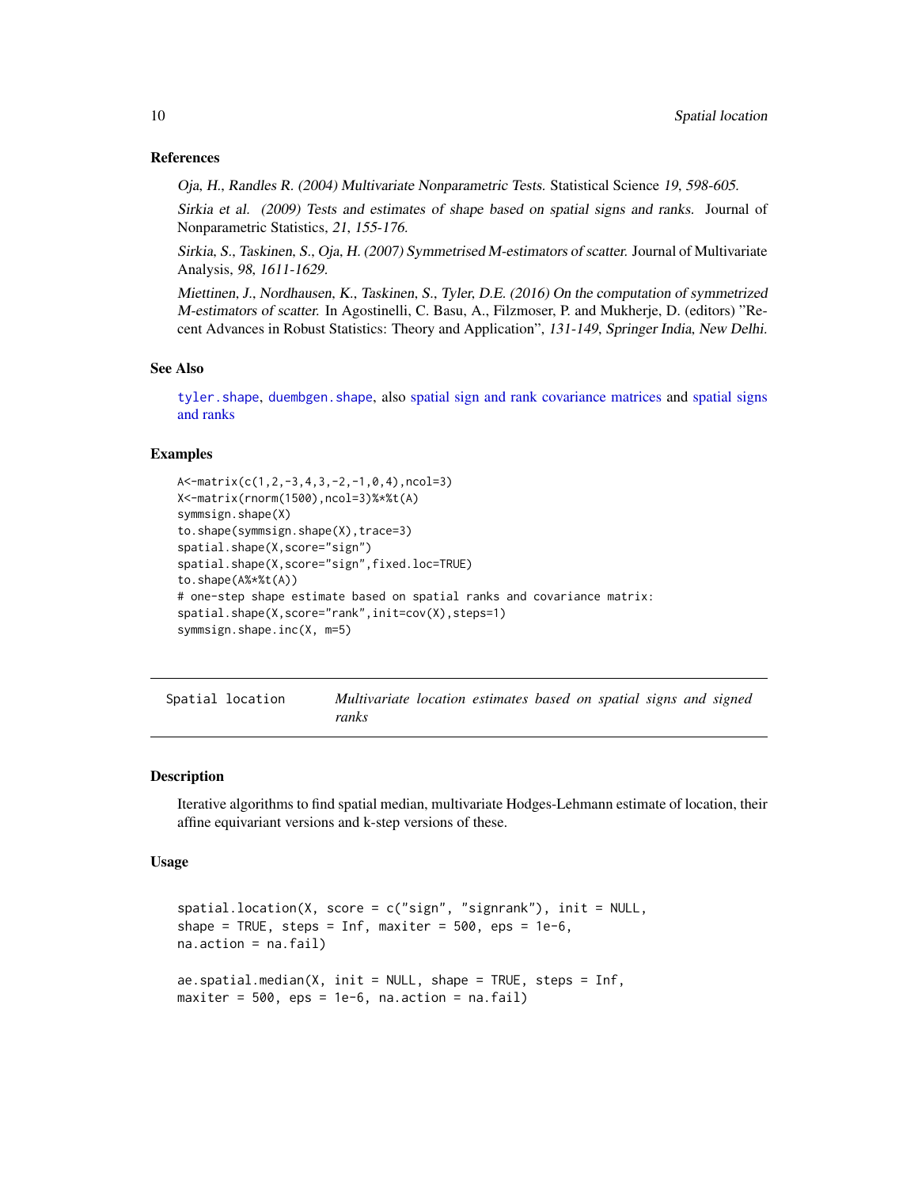### References

*Oja, H., Randles R. (2004) Multivariate Nonparametric Tests.* Statistical Science *19, 598-605.*

*Sirkia et al. (2009) Tests and estimates of shape based on spatial signs and ranks.* Journal of Nonparametric Statistics, *21, 155-176.*

*Sirkia, S., Taskinen, S., Oja, H. (2007) Symmetrised M-estimators of scatter.* Journal of Multivariate Analysis, *98, 1611-1629.*

*Miettinen, J., Nordhausen, K., Taskinen, S., Tyler, D.E. (2016) On the computation of symmetrized M-estimators of scatter.* In Agostinelli, C. Basu, A., Filzmoser, P. and Mukherje, D. (editors) "Recent Advances in Robust Statistics: Theory and Application", *131-149, Springer India, New Delhi.*

### See Also

`tyler.shape`, `duembgen.shape`, also spatial sign and rank covariance matrices and spatial signs and ranks

### Examples

```
A<-matrix(c(1,2,-3,4,3,-2,-1,0,4),ncol=3)
X<-matrix(rnorm(1500),ncol=3)%*%t(A)
symmsign.shape(X)
to.shape(symmsign.shape(X),trace=3)
spatial.shape(X,score="sign")
spatial.shape(X,score="sign",fixed.loc=TRUE)
to.shape(A%*%t(A))
# one-step shape estimate based on spatial ranks and covariance matrix:
spatial.shape(X,score="rank",init=cov(X),steps=1)
symmsign.shape.inc(X, m=5)
```

---

## Spatial location — *Multivariate location estimates based on spatial signs and signed ranks*

---

### Description

Iterative algorithms to find spatial median, multivariate Hodges-Lehmann estimate of location, their affine equivariant versions and k-step versions of these.

### Usage

```
spatial.location(X, score = c("sign", "signrank"), init = NULL,
shape = TRUE, steps = Inf, maxiter = 500, eps = 1e-6,
na.action = na.fail)

ae.spatial.median(X, init = NULL, shape = TRUE, steps = Inf,
maxiter = 500, eps = 1e-6, na.action = na.fail)
```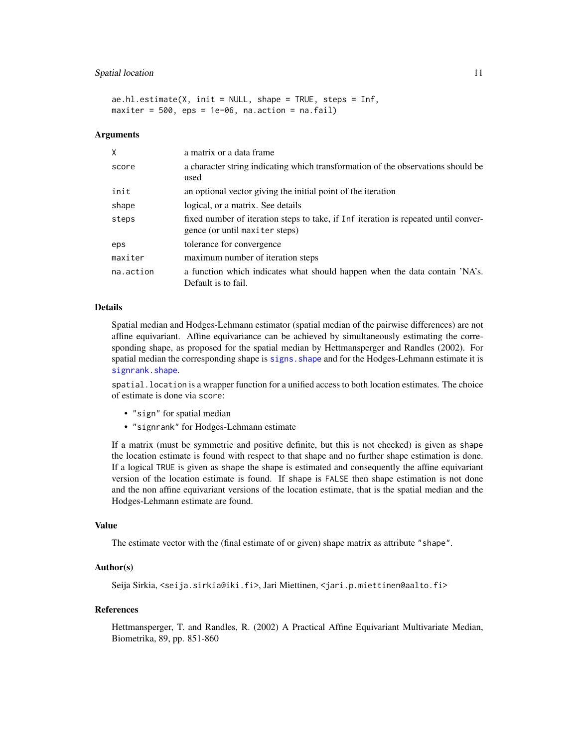```
ae.hl.estimate(X, init = NULL, shape = TRUE, steps = Inf,
maxiter = 500, eps = 1e-06, na.action = na.fail)
```

### Arguments

| | |
|---|---|
| `X` | a matrix or a data frame |
| `score` | a character string indicating which transformation of the observations should be used |
| `init` | an optional vector giving the initial point of the iteration |
| `shape` | logical, or a matrix. See details |
| `steps` | fixed number of iteration steps to take, if `Inf` iteration is repeated until convergence (or until `maxiter` steps) |
| `eps` | tolerance for convergence |
| `maxiter` | maximum number of iteration steps |
| `na.action` | a function which indicates what should happen when the data contain 'NA's. Default is to fail. |

### Details

Spatial median and Hodges-Lehmann estimator (spatial median of the pairwise differences) are not affine equivariant. Affine equivariance can be achieved by simultaneously estimating the corresponding shape, as proposed for the spatial median by Hettmansperger and Randles (2002). For spatial median the corresponding shape is `signs.shape` and for the Hodges-Lehmann estimate it is `signrank.shape`.

`spatial.location` is a wrapper function for a unified access to both location estimates. The choice of estimate is done via `score`:

- `"sign"` for spatial median
- `"signrank"` for Hodges-Lehmann estimate

If a matrix (must be symmetric and positive definite, but this is not checked) is given as `shape` the location estimate is found with respect to that shape and no further shape estimation is done. If a logical `TRUE` is given as `shape` the shape is estimated and consequently the affine equivariant version of the location estimate is found. If `shape` is `FALSE` then shape estimation is not done and the non affine equivariant versions of the location estimate, that is the spatial median and the Hodges-Lehmann estimate are found.

### Value

The estimate vector with the (final estimate of or given) shape matrix as attribute `"shape"`.

### Author(s)

Seija Sirkia, <seija.sirkia@iki.fi>, Jari Miettinen, <jari.p.miettinen@aalto.fi>

### References

Hettmansperger, T. and Randles, R. (2002) A Practical Affine Equivariant Multivariate Median, Biometrika, 89, pp. 851-860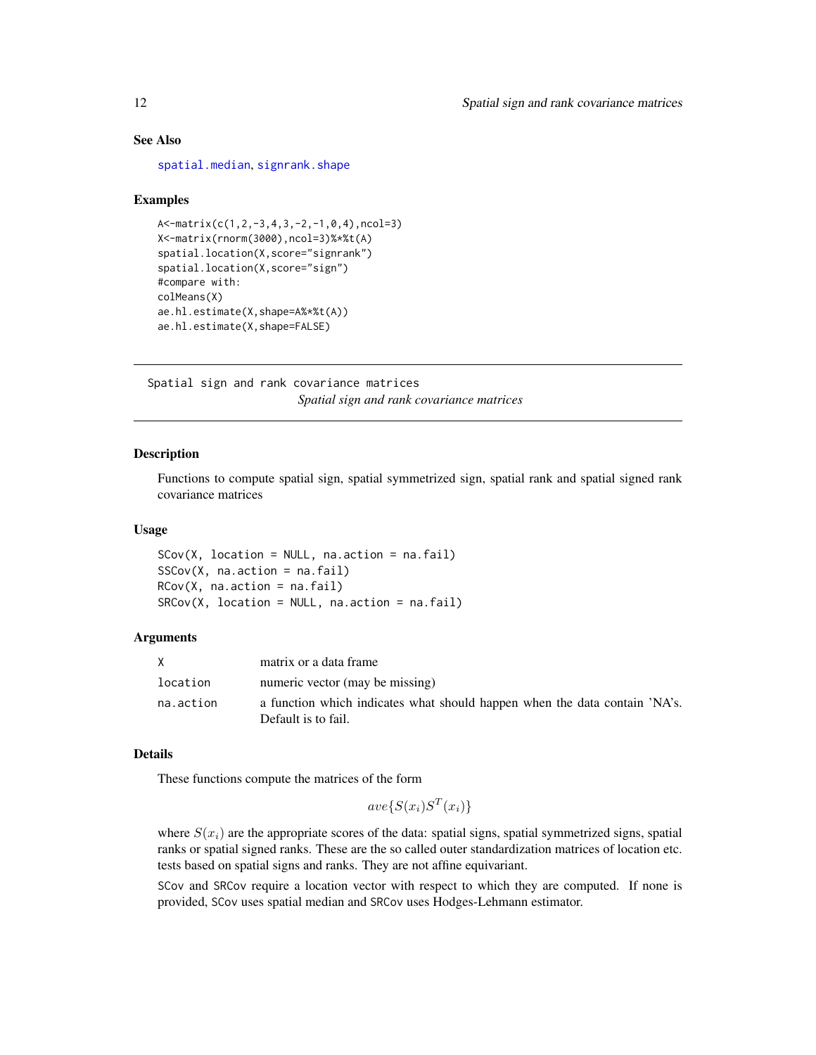### See Also

spatial.median, signrank.shape

### Examples

```
A<-matrix(c(1,2,-3,4,3,-2,-1,0,4),ncol=3)
X<-matrix(rnorm(3000),ncol=3)%*%t(A)
spatial.location(X,score="signrank")
spatial.location(X,score="sign")
#compare with:
colMeans(X)
ae.hl.estimate(X,shape=A%*%t(A))
ae.hl.estimate(X,shape=FALSE)
```

---

## Spatial sign and rank covariance matrices

*Spatial sign and rank covariance matrices*

---

### Description

Functions to compute spatial sign, spatial symmetrized sign, spatial rank and spatial signed rank covariance matrices

### Usage

```
SCov(X, location = NULL, na.action = na.fail)
SSCov(X, na.action = na.fail)
RCov(X, na.action = na.fail)
SRCov(X, location = NULL, na.action = na.fail)
```

### Arguments

| | |
|---|---|
| X | matrix or a data frame |
| location | numeric vector (may be missing) |
| na.action | a function which indicates what should happen when the data contain 'NA's. Default is to fail. |

### Details

These functions compute the matrices of the form

$$ave\{S(x_i)S^T(x_i)\}$$

where $S(x_i)$ are the appropriate scores of the data: spatial signs, spatial symmetrized signs, spatial ranks or spatial signed ranks. These are the so called outer standardization matrices of location etc. tests based on spatial signs and ranks. They are not affine equivariant.

SCov and SRCov require a location vector with respect to which they are computed. If none is provided, SCov uses spatial median and SRCov uses Hodges-Lehmann estimator.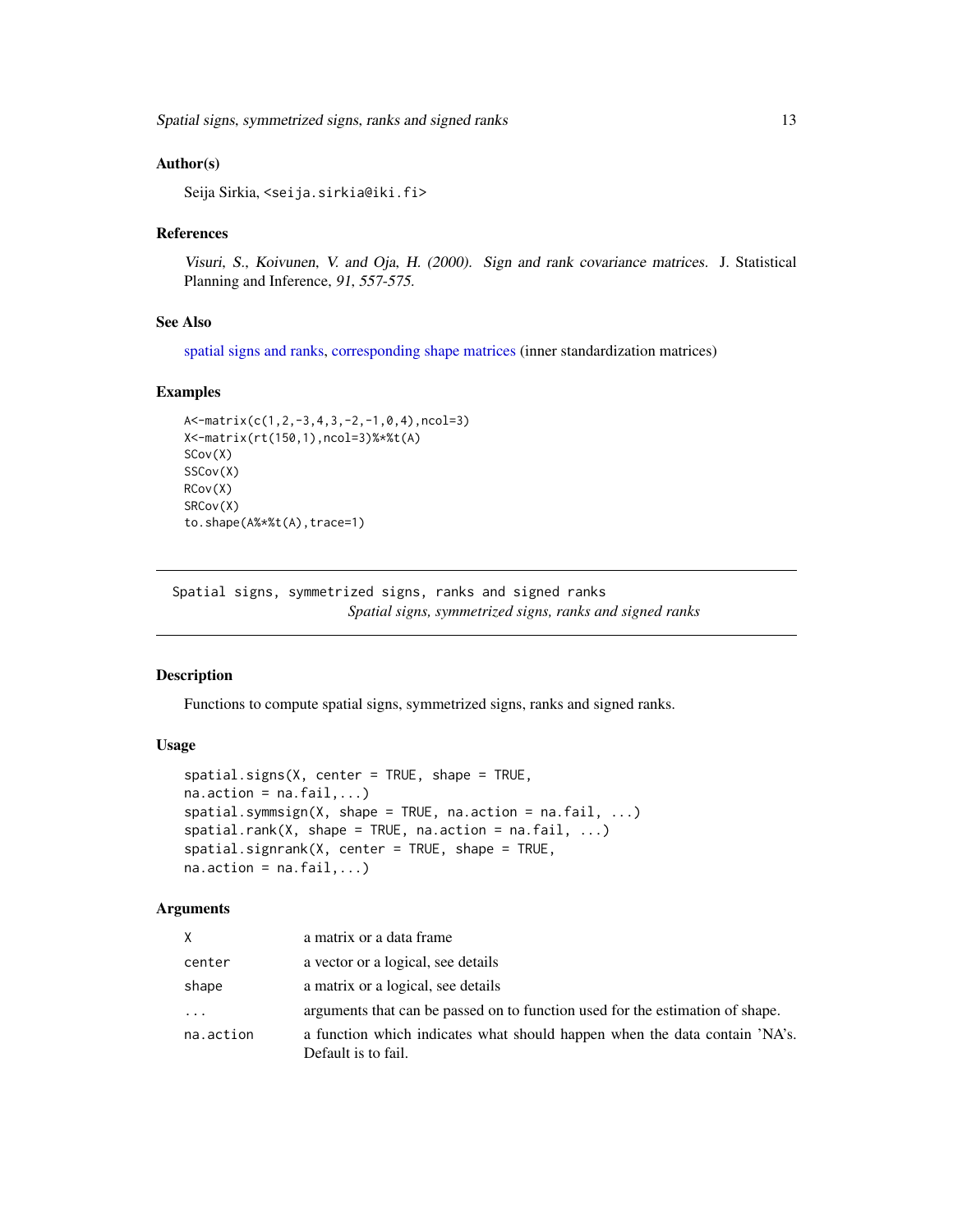### Author(s)

Seija Sirkia, <seija.sirkia@iki.fi>

### References

*Visuri, S., Koivunen, V. and Oja, H. (2000). Sign and rank covariance matrices.* J. Statistical Planning and Inference, *91, 557-575.*

### See Also

spatial signs and ranks, corresponding shape matrices (inner standardization matrices)

### Examples

```
A<-matrix(c(1,2,-3,4,3,-2,-1,0,4),ncol=3)
X<-matrix(rt(150,1),ncol=3)%*%t(A)
SCov(X)
SSCov(X)
RCov(X)
SRCov(X)
to.shape(A%*%t(A),trace=1)
```

---

## Spatial signs, symmetrized signs, ranks and signed ranks

*Spatial signs, symmetrized signs, ranks and signed ranks*

---

### Description

Functions to compute spatial signs, symmetrized signs, ranks and signed ranks.

### Usage

```
spatial.signs(X, center = TRUE, shape = TRUE,
na.action = na.fail,...)
spatial.symmsign(X, shape = TRUE, na.action = na.fail, ...)
spatial.rank(X, shape = TRUE, na.action = na.fail, ...)
spatial.signrank(X, center = TRUE, shape = TRUE,
na.action = na.fail,...)
```

### Arguments

| | |
|---|---|
| X | a matrix or a data frame |
| center | a vector or a logical, see details |
| shape | a matrix or a logical, see details |
| ... | arguments that can be passed on to function used for the estimation of shape. |
| na.action | a function which indicates what should happen when the data contain 'NA's. Default is to fail. |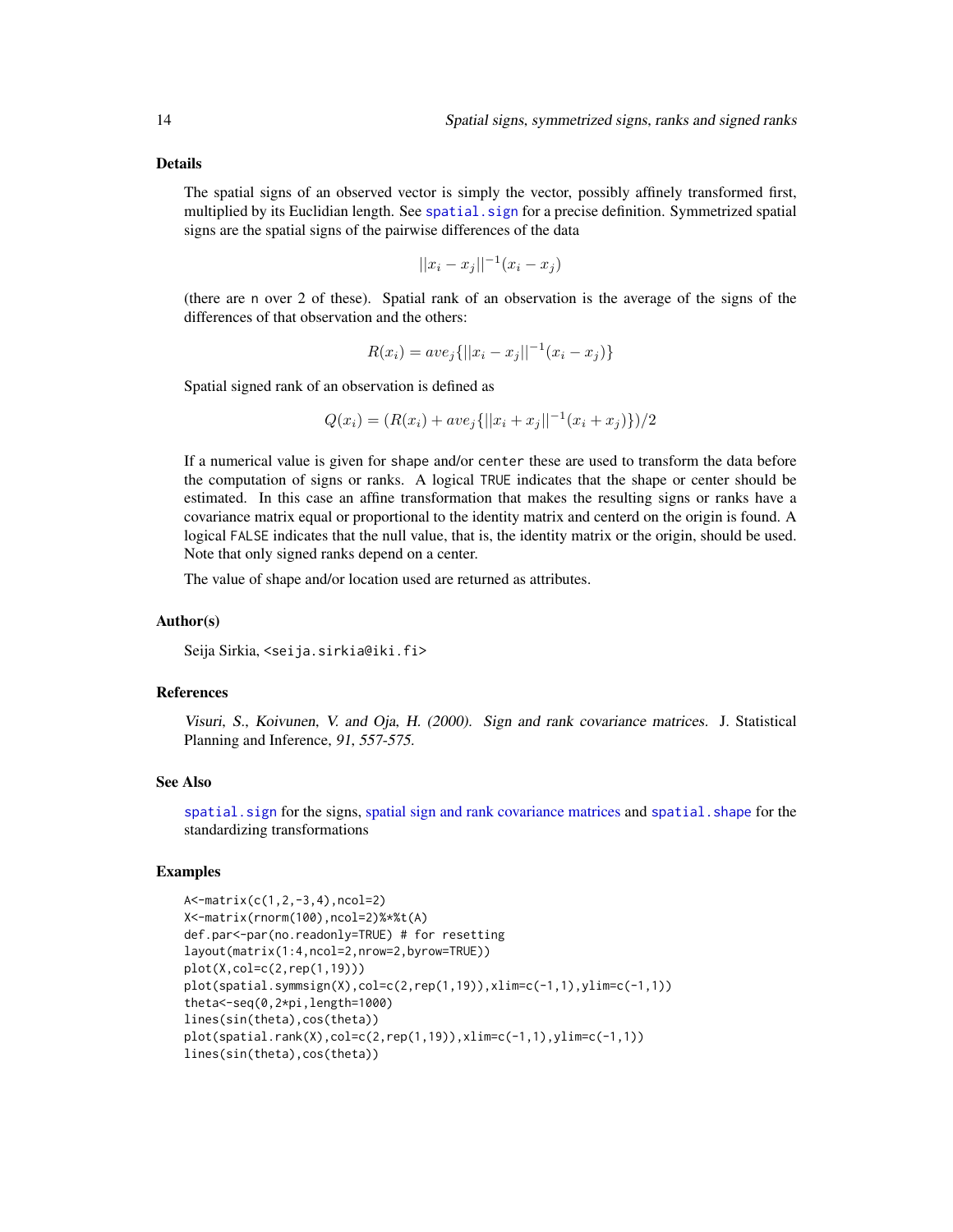### Details

The spatial signs of an observed vector is simply the vector, possibly affinely transformed first, multiplied by its Euclidian length. See spatial.sign for a precise definition. Symmetrized spatial signs are the spatial signs of the pairwise differences of the data

$$||x_i - x_j||^{-1}(x_i - x_j)$$

(there are n over 2 of these). Spatial rank of an observation is the average of the signs of the differences of that observation and the others:

$$R(x_i) = ave_j\{||x_i - x_j||^{-1}(x_i - x_j)\}$$

Spatial signed rank of an observation is defined as

$$Q(x_i) = (R(x_i) + ave_j\{||x_i + x_j||^{-1}(x_i + x_j)\})/2$$

If a numerical value is given for shape and/or center these are used to transform the data before the computation of signs or ranks. A logical TRUE indicates that the shape or center should be estimated. In this case an affine transformation that makes the resulting signs or ranks have a covariance matrix equal or proportional to the identity matrix and centerd on the origin is found. A logical FALSE indicates that the null value, that is, the identity matrix or the origin, should be used. Note that only signed ranks depend on a center.

The value of shape and/or location used are returned as attributes.

### Author(s)

Seija Sirkia, <seija.sirkia@iki.fi>

### References

*Visuri, S., Koivunen, V. and Oja, H. (2000). Sign and rank covariance matrices.* J. Statistical Planning and Inference, *91, 557-575.*

### See Also

spatial.sign for the signs, spatial sign and rank covariance matrices and spatial.shape for the standardizing transformations

### Examples

```
A<-matrix(c(1,2,-3,4),ncol=2)
X<-matrix(rnorm(100),ncol=2)%*%t(A)
def.par<-par(no.readonly=TRUE) # for resetting
layout(matrix(1:4,ncol=2,nrow=2,byrow=TRUE))
plot(X,col=c(2,rep(1,19)))
plot(spatial.symmsign(X),col=c(2,rep(1,19)),xlim=c(-1,1),ylim=c(-1,1))
theta<-seq(0,2*pi,length=1000)
lines(sin(theta),cos(theta))
plot(spatial.rank(X),col=c(2,rep(1,19)),xlim=c(-1,1),ylim=c(-1,1))
lines(sin(theta),cos(theta))
```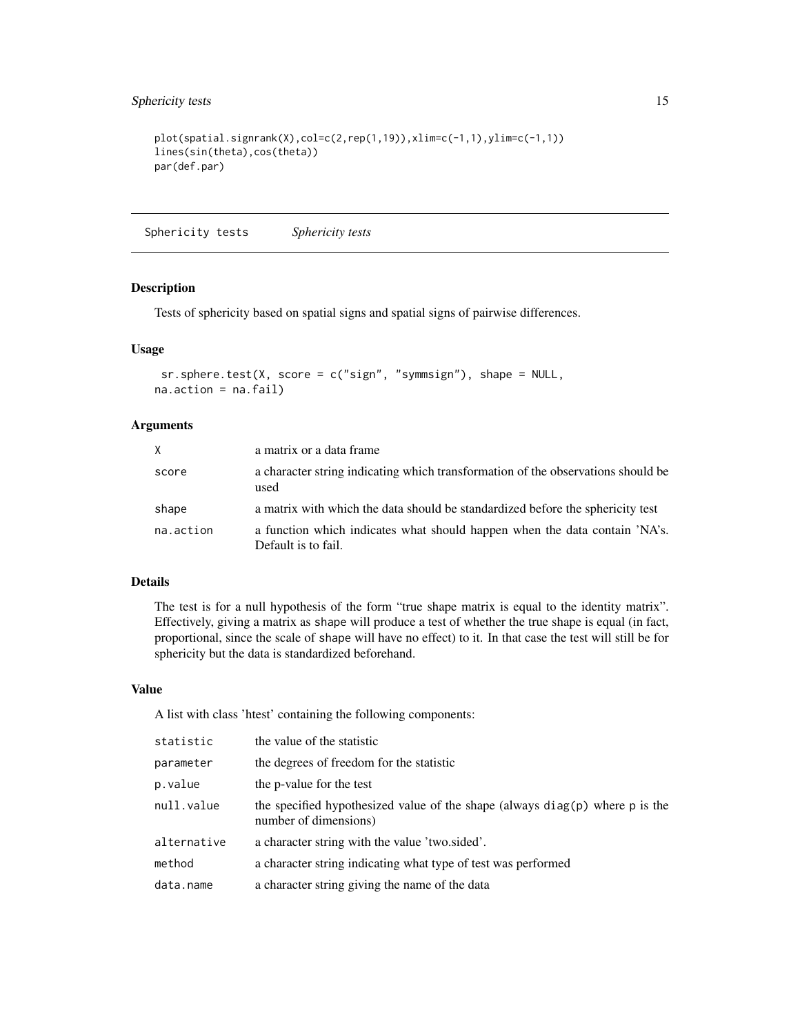```
plot(spatial.signrank(X),col=c(2,rep(1,19)),xlim=c(-1,1),ylim=c(-1,1))
lines(sin(theta),cos(theta))
par(def.par)
```

## Sphericity tests *Sphericity tests*

### Description

Tests of sphericity based on spatial signs and spatial signs of pairwise differences.

### Usage

```
sr.sphere.test(X, score = c("sign", "symmsign"), shape = NULL,
na.action = na.fail)
```

### Arguments

| | |
|---|---|
| X | a matrix or a data frame |
| score | a character string indicating which transformation of the observations should be used |
| shape | a matrix with which the data should be standardized before the sphericity test |
| na.action | a function which indicates what should happen when the data contain 'NA's. Default is to fail. |

### Details

The test is for a null hypothesis of the form "true shape matrix is equal to the identity matrix". Effectively, giving a matrix as shape will produce a test of whether the true shape is equal (in fact, proportional, since the scale of shape will have no effect) to it. In that case the test will still be for sphericity but the data is standardized beforehand.

### Value

A list with class 'htest' containing the following components:

| | |
|---|---|
| statistic | the value of the statistic |
| parameter | the degrees of freedom for the statistic |
| p.value | the p-value for the test |
| null.value | the specified hypothesized value of the shape (always diag(p) where p is the number of dimensions) |
| alternative | a character string with the value 'two.sided'. |
| method | a character string indicating what type of test was performed |
| data.name | a character string giving the name of the data |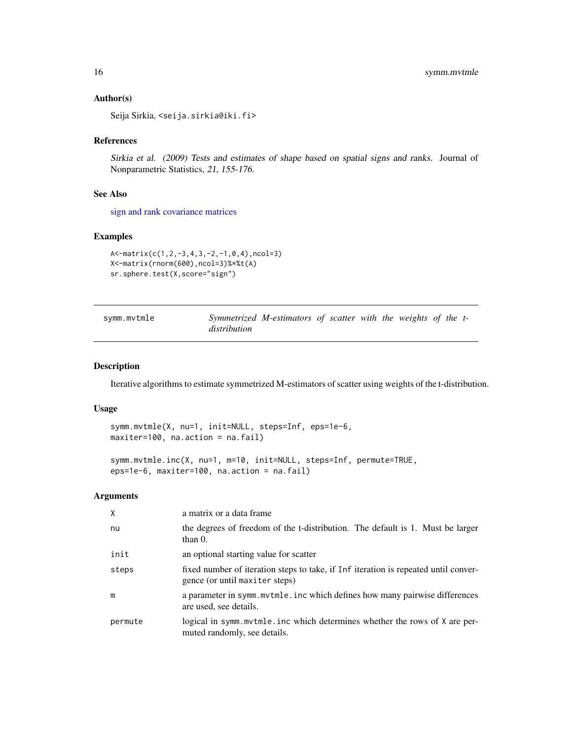### Author(s)

Seija Sirkia, <seija.sirkia@iki.fi>

### References

*Sirkia et al. (2009) Tests and estimates of shape based on spatial signs and ranks.* Journal of Nonparametric Statistics, *21, 155-176.*

### See Also

sign and rank covariance matrices

### Examples

```
A<-matrix(c(1,2,-3,4,3,-2,-1,0,4),ncol=3)
X<-matrix(rnorm(600),ncol=3)%*%t(A)
sr.sphere.test(X,score="sign")
```

---

## symm.mvtmle — *Symmetrized M-estimators of scatter with the weights of the t-distribution*

---

### Description

Iterative algorithms to estimate symmetrized M-estimators of scatter using weights of the t-distribution.

### Usage

```
symm.mvtmle(X, nu=1, init=NULL, steps=Inf, eps=1e-6,
maxiter=100, na.action = na.fail)

symm.mvtmle.inc(X, nu=1, m=10, init=NULL, steps=Inf, permute=TRUE,
eps=1e-6, maxiter=100, na.action = na.fail)
```

### Arguments

| | |
|---|---|
| `X` | a matrix or a data frame |
| `nu` | the degrees of freedom of the t-distribution. The default is 1. Must be larger than 0. |
| `init` | an optional starting value for scatter |
| `steps` | fixed number of iteration steps to take, if `Inf` iteration is repeated until convergence (or until `maxiter` steps) |
| `m` | a parameter in `symm.mvtmle.inc` which defines how many pairwise differences are used, see details. |
| `permute` | logical in `symm.mvtmle.inc` which determines whether the rows of `X` are permuted randomly, see details. |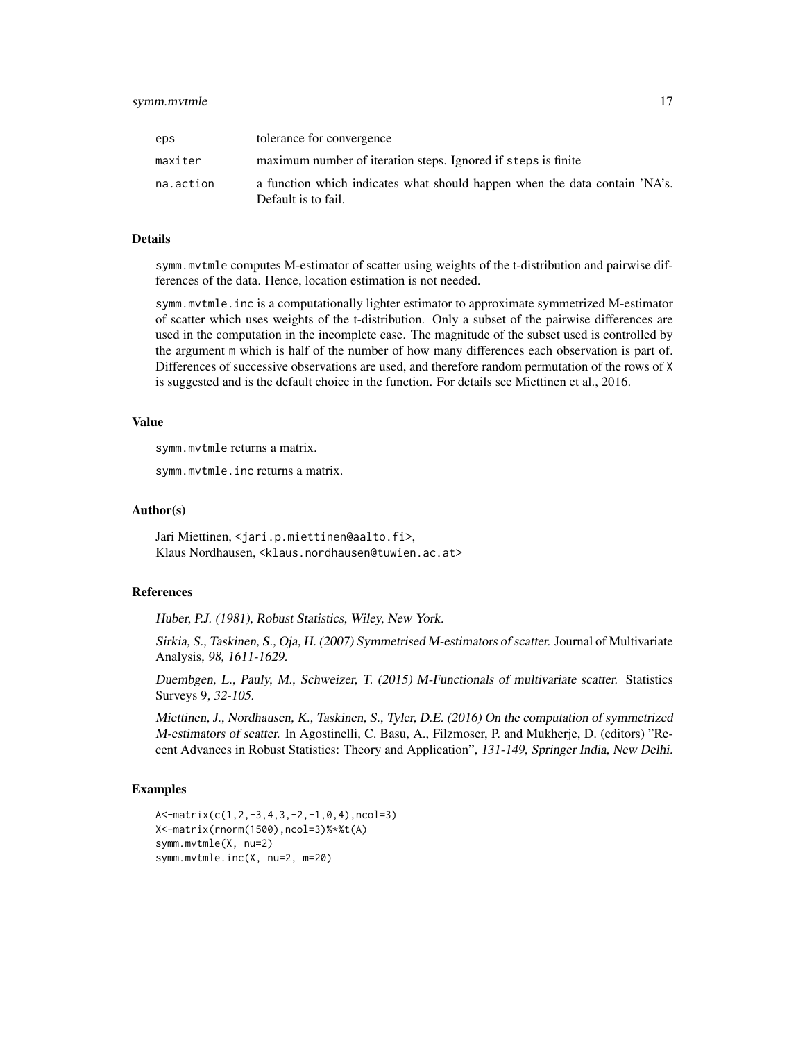| | |
|---|---|
| eps | tolerance for convergence |
| maxiter | maximum number of iteration steps. Ignored if steps is finite |
| na.action | a function which indicates what should happen when the data contain 'NA's. Default is to fail. |

## Details

symm.mvtmle computes M-estimator of scatter using weights of the t-distribution and pairwise differences of the data. Hence, location estimation is not needed.

symm.mvtmle.inc is a computationally lighter estimator to approximate symmetrized M-estimator of scatter which uses weights of the t-distribution. Only a subset of the pairwise differences are used in the computation in the incomplete case. The magnitude of the subset used is controlled by the argument m which is half of the number of how many differences each observation is part of. Differences of successive observations are used, and therefore random permutation of the rows of X is suggested and is the default choice in the function. For details see Miettinen et al., 2016.

## Value

symm.mvtmle returns a matrix.

symm.mvtmle.inc returns a matrix.

## Author(s)

Jari Miettinen, <jari.p.miettinen@aalto.fi>,
Klaus Nordhausen, <klaus.nordhausen@tuwien.ac.at>

## References

*Huber, P.J. (1981), Robust Statistics, Wiley, New York.*

*Sirkia, S., Taskinen, S., Oja, H. (2007) Symmetrised M-estimators of scatter.* Journal of Multivariate Analysis, *98, 1611-1629.*

*Duembgen, L., Pauly, M., Schweizer, T. (2015) M-Functionals of multivariate scatter.* Statistics Surveys 9, *32-105.*

*Miettinen, J., Nordhausen, K., Taskinen, S., Tyler, D.E. (2016) On the computation of symmetrized M-estimators of scatter.* In Agostinelli, C. Basu, A., Filzmoser, P. and Mukherje, D. (editors) "Recent Advances in Robust Statistics: Theory and Application", *131-149, Springer India, New Delhi.*

## Examples

```
A<-matrix(c(1,2,-3,4,3,-2,-1,0,4),ncol=3)
X<-matrix(rnorm(1500),ncol=3)%*%t(A)
symm.mvtmle(X, nu=2)
symm.mvtmle.inc(X, nu=2, m=20)
```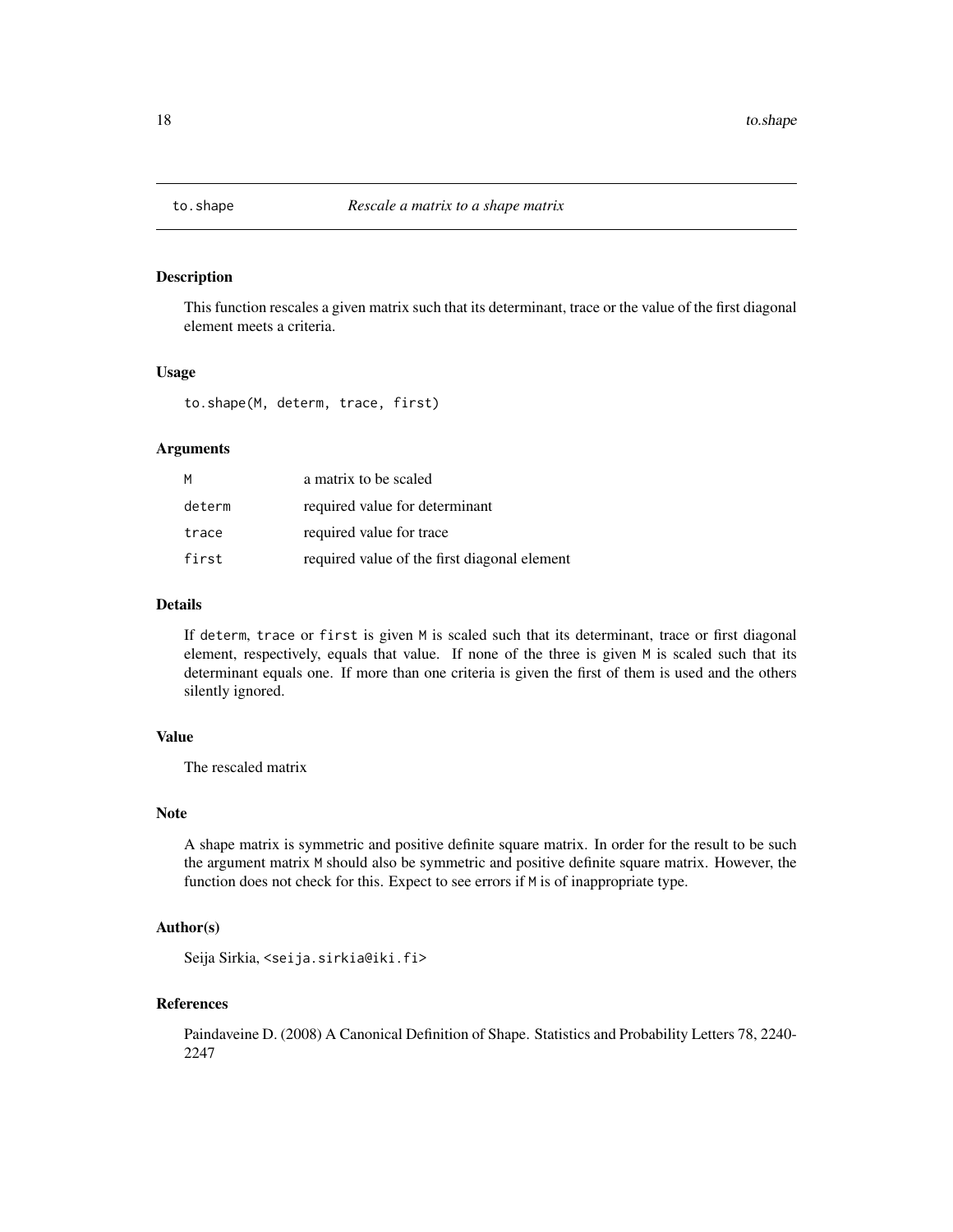# to.shape — *Rescale a matrix to a shape matrix*

## Description

This function rescales a given matrix such that its determinant, trace or the value of the first diagonal element meets a criteria.

## Usage

```
to.shape(M, determ, trace, first)
```

## Arguments

| | |
|---|---|
| `M` | a matrix to be scaled |
| `determ` | required value for determinant |
| `trace` | required value for trace |
| `first` | required value of the first diagonal element |

## Details

If `determ`, `trace` or `first` is given `M` is scaled such that its determinant, trace or first diagonal element, respectively, equals that value. If none of the three is given `M` is scaled such that its determinant equals one. If more than one criteria is given the first of them is used and the others silently ignored.

## Value

The rescaled matrix

## Note

A shape matrix is symmetric and positive definite square matrix. In order for the result to be such the argument matrix `M` should also be symmetric and positive definite square matrix. However, the function does not check for this. Expect to see errors if `M` is of inappropriate type.

## Author(s)

Seija Sirkia, `<seija.sirkia@iki.fi>`

## References

Paindaveine D. (2008) A Canonical Definition of Shape. Statistics and Probability Letters 78, 2240-2247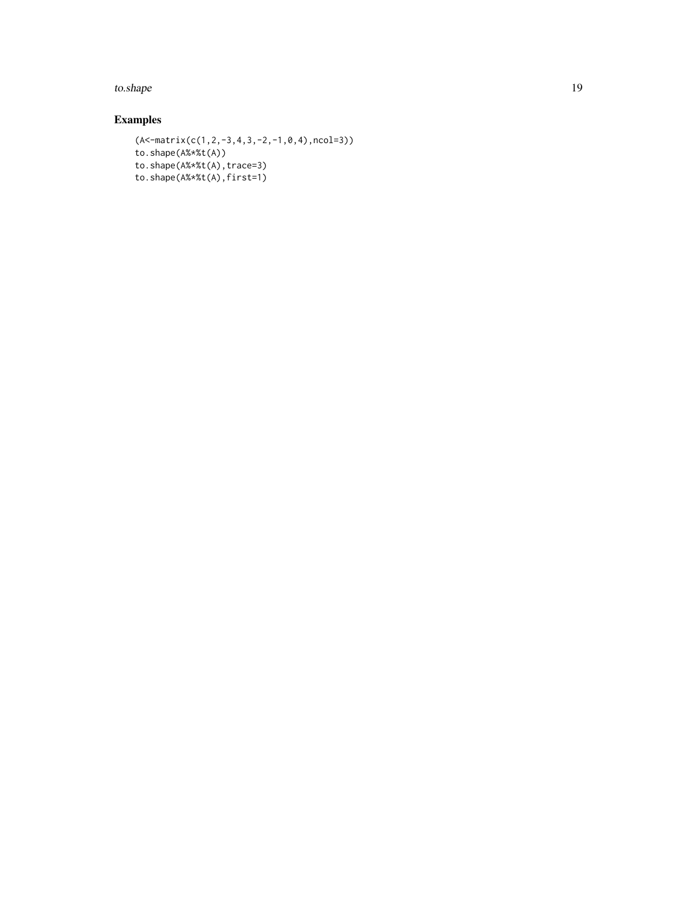## Examples

```
(A<-matrix(c(1,2,-3,4,3,-2,-1,0,4),ncol=3))
to.shape(A%*%t(A))
to.shape(A%*%t(A),trace=3)
to.shape(A%*%t(A),first=1)
```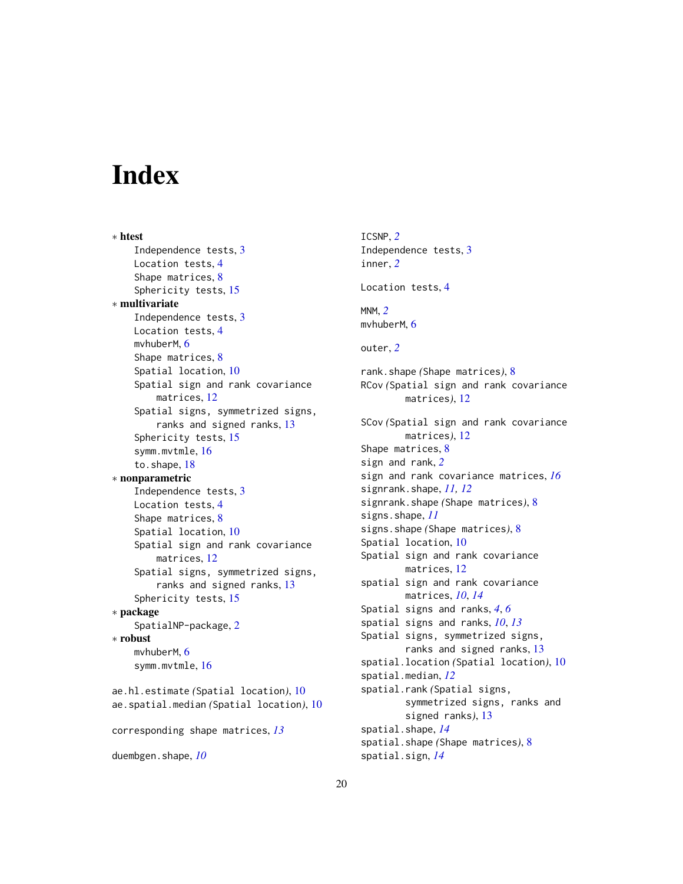# Index

∗ **htest**
- Independence tests, 3
- Location tests, 4
- Shape matrices, 8
- Sphericity tests, 15

∗ **multivariate**
- Independence tests, 3
- Location tests, 4
- mvhuberM, 6
- Shape matrices, 8
- Spatial location, 10
- Spatial sign and rank covariance matrices, 12
- Spatial signs, symmetrized signs, ranks and signed ranks, 13
- Sphericity tests, 15
- symm.mvtmle, 16
- to.shape, 18

∗ **nonparametric**
- Independence tests, 3
- Location tests, 4
- Shape matrices, 8
- Spatial location, 10
- Spatial sign and rank covariance matrices, 12
- Spatial signs, symmetrized signs, ranks and signed ranks, 13
- Sphericity tests, 15

∗ **package**
- SpatialNP-package, 2

∗ **robust**
- mvhuberM, 6
- symm.mvtmle, 16

ae.hl.estimate *(Spatial location)*, 10
ae.spatial.median *(Spatial location)*, 10

corresponding shape matrices, *13*

duembgen.shape, *10*

ICSNP, *2*
Independence tests, 3
inner, *2*

Location tests, 4

MNM, *2*
mvhuberM, 6

outer, *2*

rank.shape *(Shape matrices)*, 8
RCov *(Spatial sign and rank covariance matrices)*, 12

SCov *(Spatial sign and rank covariance matrices)*, 12
Shape matrices, 8
sign and rank, *2*
sign and rank covariance matrices, *16*
signrank.shape, *11, 12*
signrank.shape *(Shape matrices)*, 8
signs.shape, *11*
signs.shape *(Shape matrices)*, 8
Spatial location, 10
Spatial sign and rank covariance matrices, 12
spatial sign and rank covariance matrices, *10*, *14*
Spatial signs and ranks, *4*, *6*
spatial signs and ranks, *10*, *13*
Spatial signs, symmetrized signs, ranks and signed ranks, 13
spatial.location *(Spatial location)*, 10
spatial.median, *12*
spatial.rank *(Spatial signs, symmetrized signs, ranks and signed ranks)*, 13
spatial.shape, *14*
spatial.shape *(Shape matrices)*, 8
spatial.sign, *14*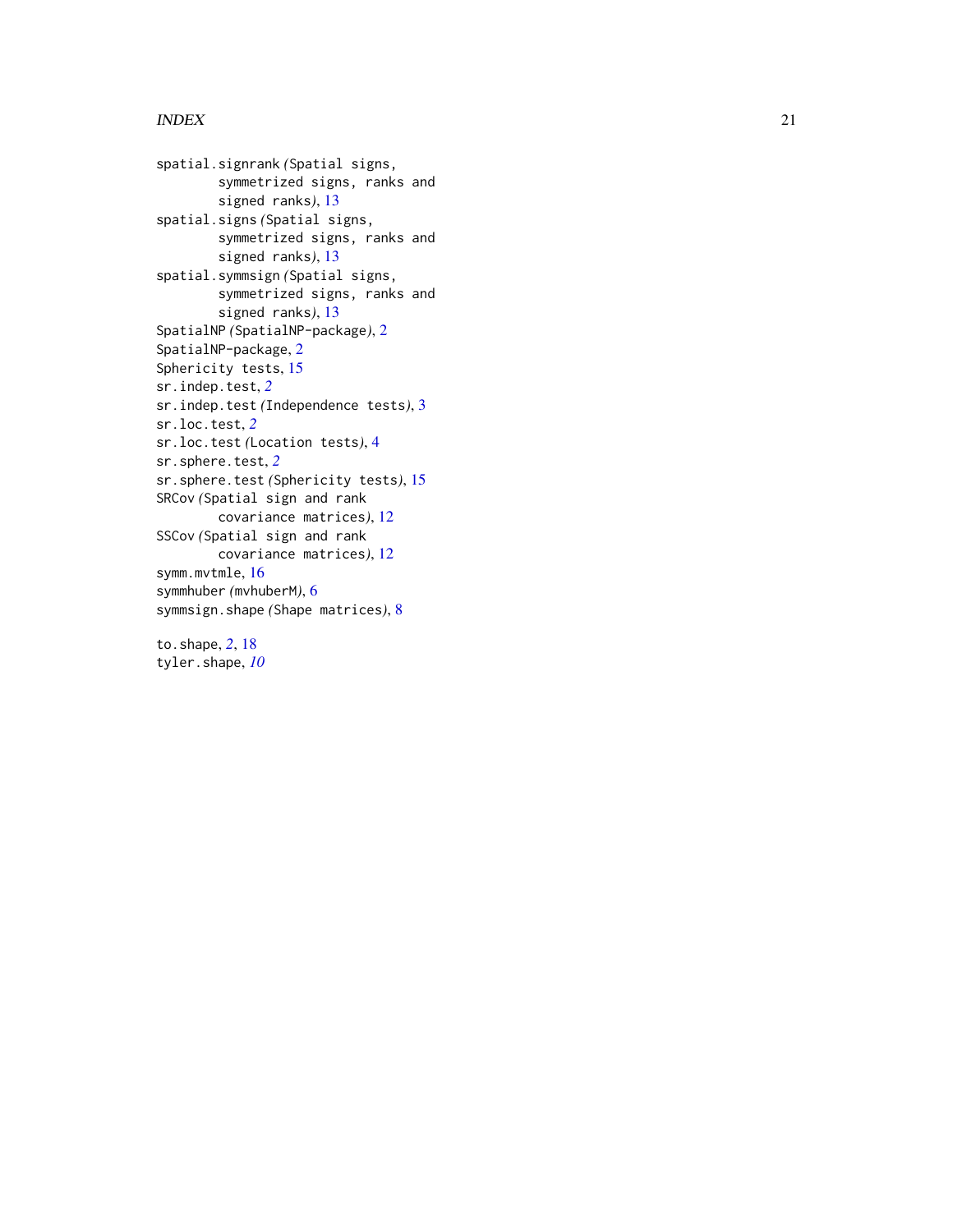spatial.signrank (Spatial signs, symmetrized signs, ranks and signed ranks), 13
spatial.signs (Spatial signs, symmetrized signs, ranks and signed ranks), 13
spatial.symmsign (Spatial signs, symmetrized signs, ranks and signed ranks), 13
SpatialNP (SpatialNP-package), 2
SpatialNP-package, 2
Sphericity tests, 15
sr.indep.test, *2*
sr.indep.test (Independence tests), 3
sr.loc.test, *2*
sr.loc.test (Location tests), 4
sr.sphere.test, *2*
sr.sphere.test (Sphericity tests), 15
SRCov (Spatial sign and rank covariance matrices), 12
SSCov (Spatial sign and rank covariance matrices), 12
symm.mvtmle, 16
symmhuber (mvhuberM), 6
symmsign.shape (Shape matrices), 8

to.shape, *2*, 18
tyler.shape, *10*